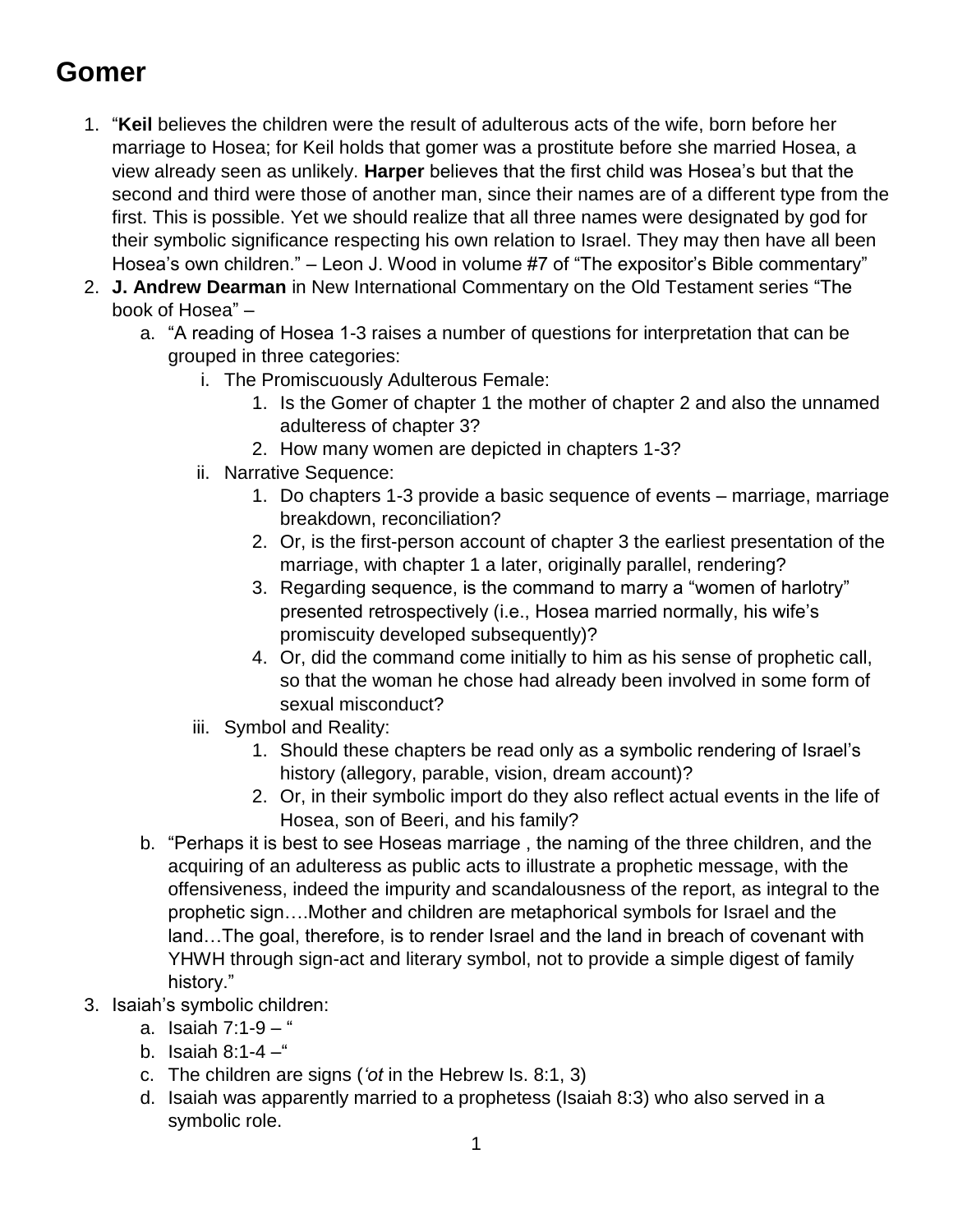# Gomer

1. "**Keil** believes the children were the result of adulterous acts of the wife, born before her marriage to Hosea; for Keil holds that gomer was a prostitute before she married Hosea, a view already seen as unlikely. **Harper** believes that the first child was Hosea's but that the second and third were those of another man, since their names are of a different type from the first. This is possible. Yet we should realize that all three names were designated by god for their symbolic significance respecting his own relation to Israel. They may then have all been Hosea's own children." – Leon J. Wood in volume #7 of "The expositor's Bible commentary"
2. **J. Andrew Dearman** in New International Commentary on the Old Testament series "The book of Hosea" –
   a. "A reading of Hosea 1-3 raises a number of questions for interpretation that can be grouped in three categories:
      i. The Promiscuously Adulterous Female:
         1. Is the Gomer of chapter 1 the mother of chapter 2 and also the unnamed adulteress of chapter 3?
         2. How many women are depicted in chapters 1-3?
      ii. Narrative Sequence:
         1. Do chapters 1-3 provide a basic sequence of events – marriage, marriage breakdown, reconciliation?
         2. Or, is the first-person account of chapter 3 the earliest presentation of the marriage, with chapter 1 a later, originally parallel, rendering?
         3. Regarding sequence, is the command to marry a "women of harlotry" presented retrospectively (i.e., Hosea married normally, his wife's promiscuity developed subsequently)?
         4. Or, did the command come initially to him as his sense of prophetic call, so that the woman he chose had already been involved in some form of sexual misconduct?
      iii. Symbol and Reality:
         1. Should these chapters be read only as a symbolic rendering of Israel's history (allegory, parable, vision, dream account)?
         2. Or, in their symbolic import do they also reflect actual events in the life of Hosea, son of Beeri, and his family?
   b. "Perhaps it is best to see Hoseas marriage , the naming of the three children, and the acquiring of an adulteress as public acts to illustrate a prophetic message, with the offensiveness, indeed the impurity and scandalousness of the report, as integral to the prophetic sign….Mother and children are metaphorical symbols for Israel and the land…The goal, therefore, is to render Israel and the land in breach of covenant with YHWH through sign-act and literary symbol, not to provide a simple digest of family history."
3. Isaiah's symbolic children:
   a. Isaiah 7:1-9 – "
   b. Isaiah 8:1-4 –"
   c. The children are signs (*'ot* in the Hebrew Is. 8:1, 3)
   d. Isaiah was apparently married to a prophetess (Isaiah 8:3) who also served in a symbolic role.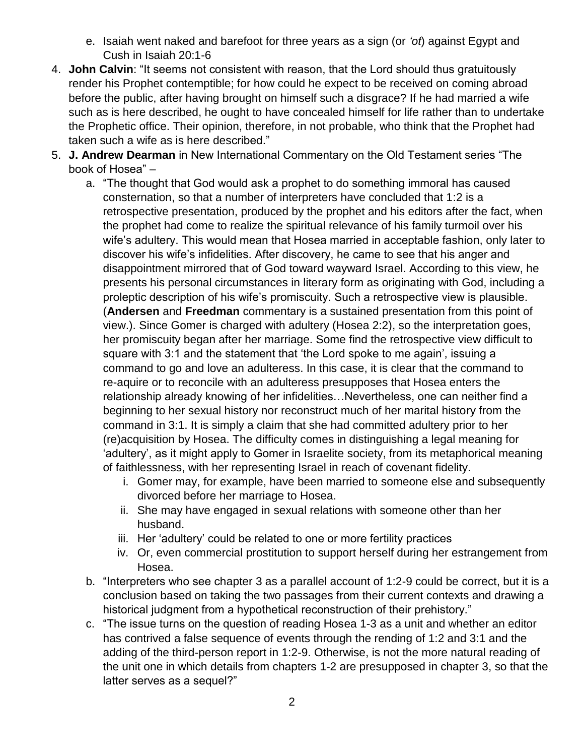e. Isaiah went naked and barefoot for three years as a sign (or *'ot*) against Egypt and Cush in Isaiah 20:1-6

4. **John Calvin**: "It seems not consistent with reason, that the Lord should thus gratuitously render his Prophet contemptible; for how could he expect to be received on coming abroad before the public, after having brought on himself such a disgrace? If he had married a wife such as is here described, he ought to have concealed himself for life rather than to undertake the Prophetic office. Their opinion, therefore, in not probable, who think that the Prophet had taken such a wife as is here described."

5. **J. Andrew Dearman** in New International Commentary on the Old Testament series "The book of Hosea" –
   a. "The thought that God would ask a prophet to do something immoral has caused consternation, so that a number of interpreters have concluded that 1:2 is a retrospective presentation, produced by the prophet and his editors after the fact, when the prophet had come to realize the spiritual relevance of his family turmoil over his wife's adultery. This would mean that Hosea married in acceptable fashion, only later to discover his wife's infidelities. After discovery, he came to see that his anger and disappointment mirrored that of God toward wayward Israel. According to this view, he presents his personal circumstances in literary form as originating with God, including a proleptic description of his wife's promiscuity. Such a retrospective view is plausible. (**Andersen** and **Freedman** commentary is a sustained presentation from this point of view.). Since Gomer is charged with adultery (Hosea 2:2), so the interpretation goes, her promiscuity began after her marriage. Some find the retrospective view difficult to square with 3:1 and the statement that 'the Lord spoke to me again', issuing a command to go and love an adulteress. In this case, it is clear that the command to re-aquire or to reconcile with an adulteress presupposes that Hosea enters the relationship already knowing of her infidelities…Nevertheless, one can neither find a beginning to her sexual history nor reconstruct much of her marital history from the command in 3:1. It is simply a claim that she had committed adultery prior to her (re)acquisition by Hosea. The difficulty comes in distinguishing a legal meaning for 'adultery', as it might apply to Gomer in Israelite society, from its metaphorical meaning of faithlessness, with her representing Israel in reach of covenant fidelity.
      i. Gomer may, for example, have been married to someone else and subsequently divorced before her marriage to Hosea.
      ii. She may have engaged in sexual relations with someone other than her husband.
      iii. Her 'adultery' could be related to one or more fertility practices
      iv. Or, even commercial prostitution to support herself during her estrangement from Hosea.
   b. "Interpreters who see chapter 3 as a parallel account of 1:2-9 could be correct, but it is a conclusion based on taking the two passages from their current contexts and drawing a historical judgment from a hypothetical reconstruction of their prehistory."
   c. "The issue turns on the question of reading Hosea 1-3 as a unit and whether an editor has contrived a false sequence of events through the rending of 1:2 and 3:1 and the adding of the third-person report in 1:2-9. Otherwise, is not the more natural reading of the unit one in which details from chapters 1-2 are presupposed in chapter 3, so that the latter serves as a sequel?"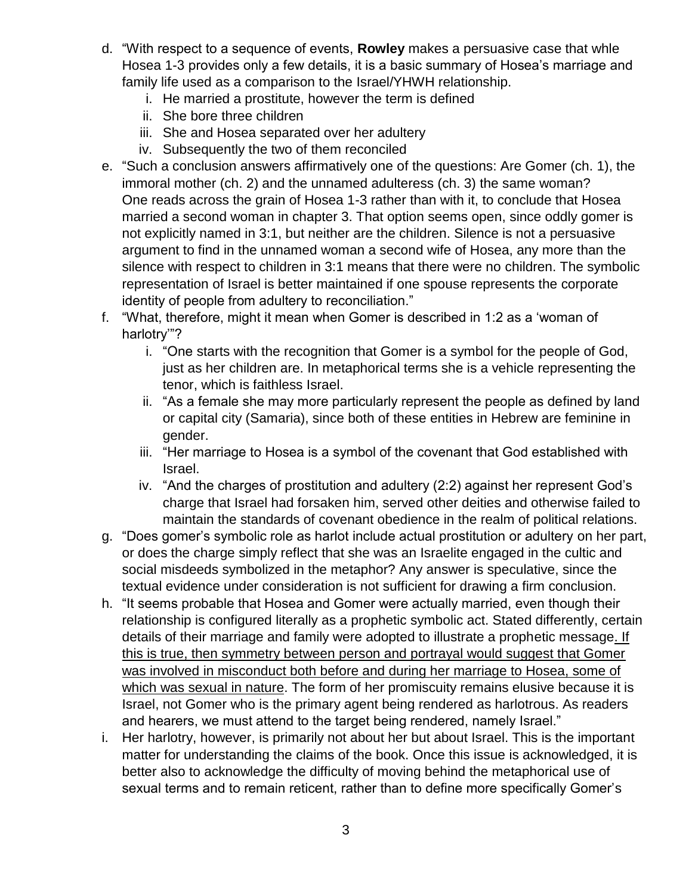d. "With respect to a sequence of events, **Rowley** makes a persuasive case that whle Hosea 1-3 provides only a few details, it is a basic summary of Hosea's marriage and family life used as a comparison to the Israel/YHWH relationship.
   i. He married a prostitute, however the term is defined
   ii. She bore three children
   iii. She and Hosea separated over her adultery
   iv. Subsequently the two of them reconciled

e. "Such a conclusion answers affirmatively one of the questions: Are Gomer (ch. 1), the immoral mother (ch. 2) and the unnamed adulteress (ch. 3) the same woman? One reads across the grain of Hosea 1-3 rather than with it, to conclude that Hosea married a second woman in chapter 3. That option seems open, since oddly gomer is not explicitly named in 3:1, but neither are the children. Silence is not a persuasive argument to find in the unnamed woman a second wife of Hosea, any more than the silence with respect to children in 3:1 means that there were no children. The symbolic representation of Israel is better maintained if one spouse represents the corporate identity of people from adultery to reconciliation."

f. "What, therefore, might it mean when Gomer is described in 1:2 as a 'woman of harlotry'"?
   i. "One starts with the recognition that Gomer is a symbol for the people of God, just as her children are. In metaphorical terms she is a vehicle representing the tenor, which is faithless Israel.
   ii. "As a female she may more particularly represent the people as defined by land or capital city (Samaria), since both of these entities in Hebrew are feminine in gender.
   iii. "Her marriage to Hosea is a symbol of the covenant that God established with Israel.
   iv. "And the charges of prostitution and adultery (2:2) against her represent God's charge that Israel had forsaken him, served other deities and otherwise failed to maintain the standards of covenant obedience in the realm of political relations.

g. "Does gomer's symbolic role as harlot include actual prostitution or adultery on her part, or does the charge simply reflect that she was an Israelite engaged in the cultic and social misdeeds symbolized in the metaphor? Any answer is speculative, since the textual evidence under consideration is not sufficient for drawing a firm conclusion.

h. "It seems probable that Hosea and Gomer were actually married, even though their relationship is configured literally as a prophetic symbolic act. Stated differently, certain details of their marriage and family were adopted to illustrate a prophetic message. <u>If this is true, then symmetry between person and portrayal would suggest that Gomer was involved in misconduct both before and during her marriage to Hosea, some of which was sexual in nature</u>. The form of her promiscuity remains elusive because it is Israel, not Gomer who is the primary agent being rendered as harlotrous. As readers and hearers, we must attend to the target being rendered, namely Israel."

i. Her harlotry, however, is primarily not about her but about Israel. This is the important matter for understanding the claims of the book. Once this issue is acknowledged, it is better also to acknowledge the difficulty of moving behind the metaphorical use of sexual terms and to remain reticent, rather than to define more specifically Gomer's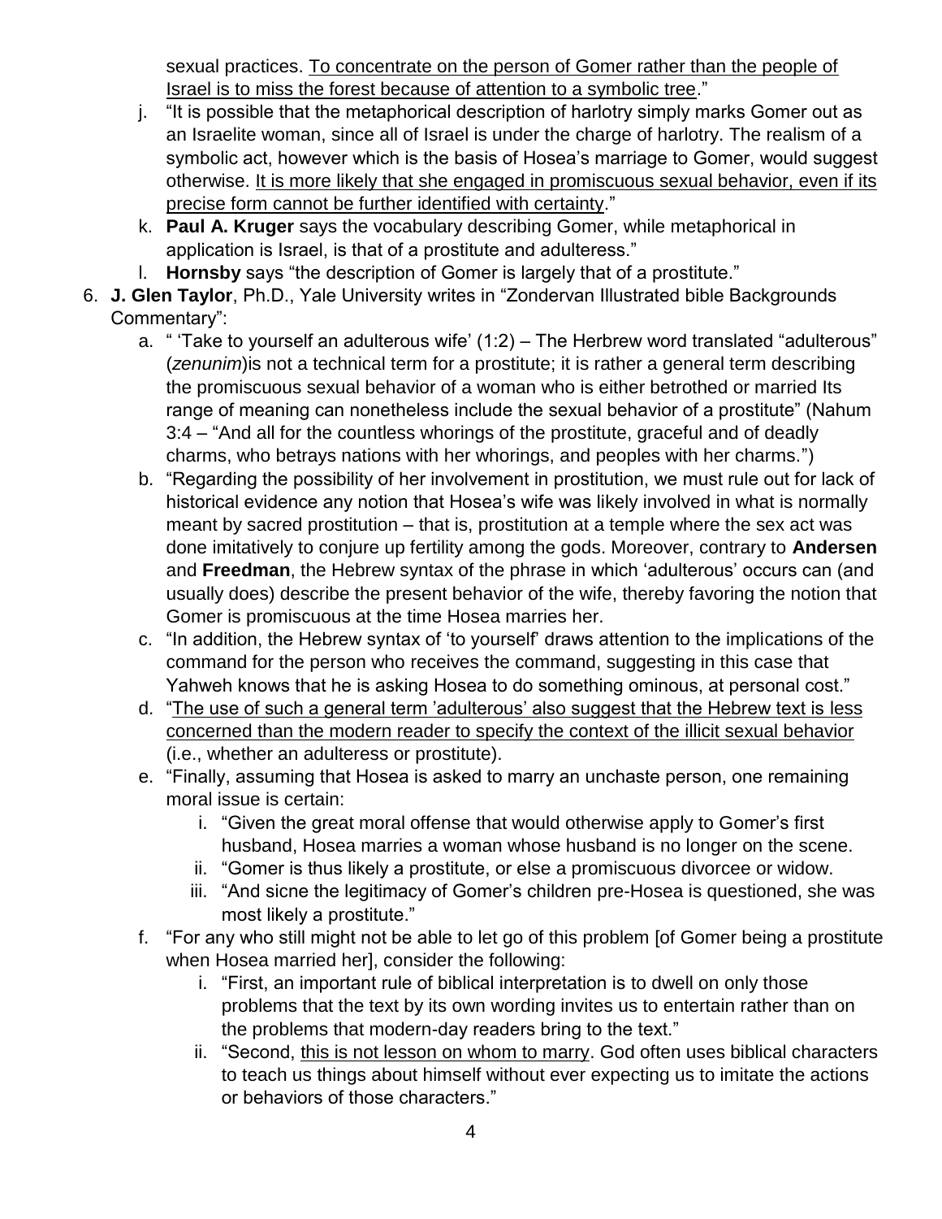sexual practices. <u>To concentrate on the person of Gomer rather than the people of Israel is to miss the forest because of attention to a symbolic tree</u>."

j. "It is possible that the metaphorical description of harlotry simply marks Gomer out as an Israelite woman, since all of Israel is under the charge of harlotry. The realism of a symbolic act, however which is the basis of Hosea's marriage to Gomer, would suggest otherwise. <u>It is more likely that she engaged in promiscuous sexual behavior, even if its precise form cannot be further identified with certainty</u>."

k. **Paul A. Kruger** says the vocabulary describing Gomer, while metaphorical in application is Israel, is that of a prostitute and adulteress."

l. **Hornsby** says "the description of Gomer is largely that of a prostitute."

6. **J. Glen Taylor**, Ph.D., Yale University writes in "Zondervan Illustrated bible Backgrounds Commentary":
   a. " 'Take to yourself an adulterous wife' (1:2) – The Herbrew word translated "adulterous" (*zenunim*)is not a technical term for a prostitute; it is rather a general term describing the promiscuous sexual behavior of a woman who is either betrothed or married Its range of meaning can nonetheless include the sexual behavior of a prostitute" (Nahum 3:4 – "And all for the countless whorings of the prostitute, graceful and of deadly charms, who betrays nations with her whorings, and peoples with her charms.")
   b. "Regarding the possibility of her involvement in prostitution, we must rule out for lack of historical evidence any notion that Hosea's wife was likely involved in what is normally meant by sacred prostitution – that is, prostitution at a temple where the sex act was done imitatively to conjure up fertility among the gods. Moreover, contrary to **Andersen** and **Freedman**, the Hebrew syntax of the phrase in which 'adulterous' occurs can (and usually does) describe the present behavior of the wife, thereby favoring the notion that Gomer is promiscuous at the time Hosea marries her.
   c. "In addition, the Hebrew syntax of 'to yourself' draws attention to the implications of the command for the person who receives the command, suggesting in this case that Yahweh knows that he is asking Hosea to do something ominous, at personal cost."
   d. "<u>The use of such a general term 'adulterous' also suggest that the Hebrew text is less concerned than the modern reader to specify the context of the illicit sexual behavior</u> (i.e., whether an adulteress or prostitute).
   e. "Finally, assuming that Hosea is asked to marry an unchaste person, one remaining moral issue is certain:
      i. "Given the great moral offense that would otherwise apply to Gomer's first husband, Hosea marries a woman whose husband is no longer on the scene.
      ii. "Gomer is thus likely a prostitute, or else a promiscuous divorcee or widow.
      iii. "And sicne the legitimacy of Gomer's children pre-Hosea is questioned, she was most likely a prostitute."
   f. "For any who still might not be able to let go of this problem [of Gomer being a prostitute when Hosea married her], consider the following:
      i. "First, an important rule of biblical interpretation is to dwell on only those problems that the text by its own wording invites us to entertain rather than on the problems that modern-day readers bring to the text."
      ii. "Second, <u>this is not lesson on whom to marry</u>. God often uses biblical characters to teach us things about himself without ever expecting us to imitate the actions or behaviors of those characters."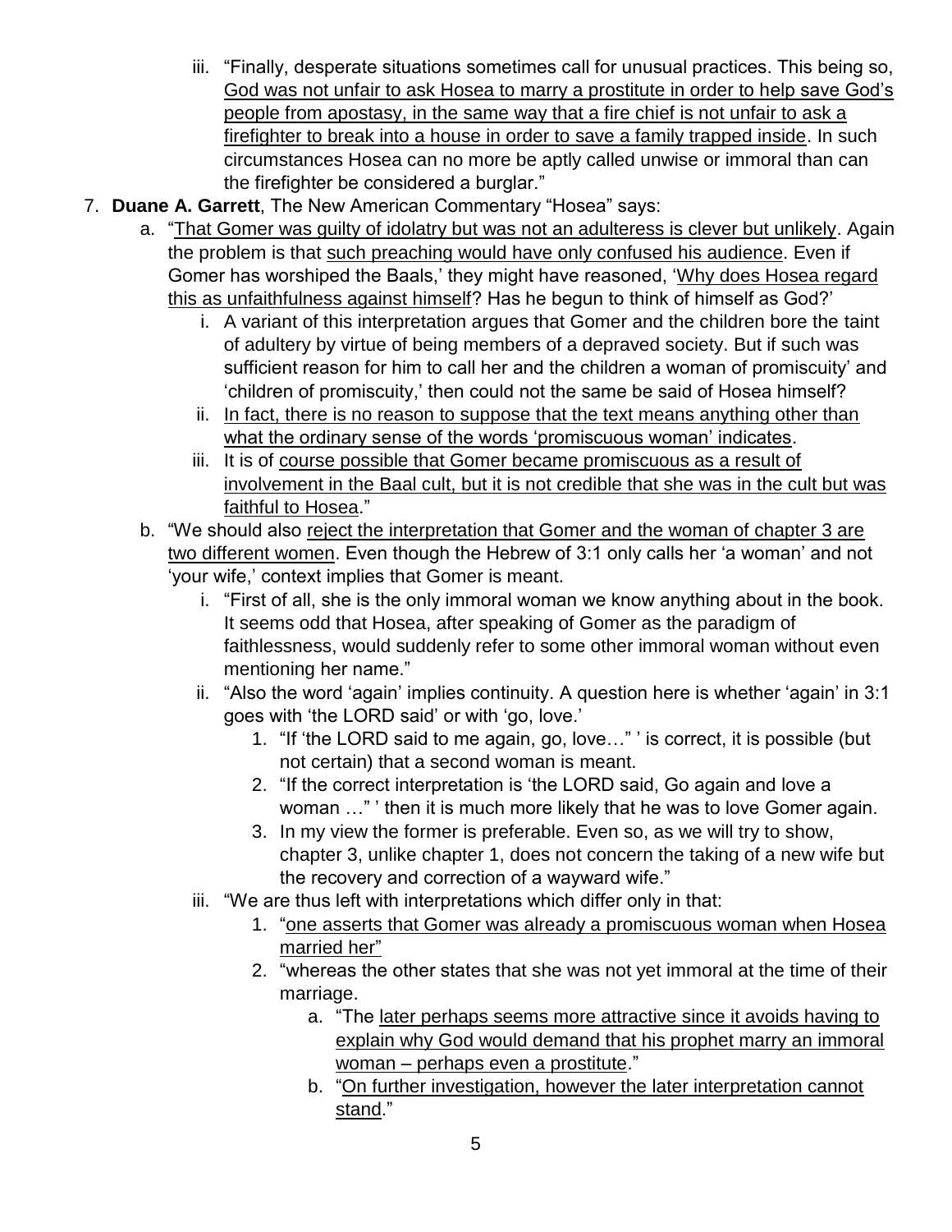iii. "Finally, desperate situations sometimes call for unusual practices. This being so, God was not unfair to ask Hosea to marry a prostitute in order to help save God's people from apostasy, in the same way that a fire chief is not unfair to ask a firefighter to break into a house in order to save a family trapped inside. In such circumstances Hosea can no more be aptly called unwise or immoral than can the firefighter be considered a burglar."

7. **Duane A. Garrett**, The New American Commentary "Hosea" says:
   a. "That Gomer was guilty of idolatry but was not an adulteress is clever but unlikely. Again the problem is that such preaching would have only confused his audience. Even if Gomer has worshiped the Baals,' they might have reasoned, 'Why does Hosea regard this as unfaithfulness against himself? Has he begun to think of himself as God?'
      i. A variant of this interpretation argues that Gomer and the children bore the taint of adultery by virtue of being members of a depraved society. But if such was sufficient reason for him to call her and the children a woman of promiscuity' and 'children of promiscuity,' then could not the same be said of Hosea himself?
      ii. In fact, there is no reason to suppose that the text means anything other than what the ordinary sense of the words 'promiscuous woman' indicates.
      iii. It is of course possible that Gomer became promiscuous as a result of involvement in the Baal cult, but it is not credible that she was in the cult but was faithful to Hosea."
   b. "We should also reject the interpretation that Gomer and the woman of chapter 3 are two different women. Even though the Hebrew of 3:1 only calls her 'a woman' and not 'your wife,' context implies that Gomer is meant.
      i. "First of all, she is the only immoral woman we know anything about in the book. It seems odd that Hosea, after speaking of Gomer as the paradigm of faithlessness, would suddenly refer to some other immoral woman without even mentioning her name."
      ii. "Also the word 'again' implies continuity. A question here is whether 'again' in 3:1 goes with 'the LORD said' or with 'go, love.'
         1. "If 'the LORD said to me again, go, love…" ' is correct, it is possible (but not certain) that a second woman is meant.
         2. "If the correct interpretation is 'the LORD said, Go again and love a woman …" ' then it is much more likely that he was to love Gomer again.
         3. In my view the former is preferable. Even so, as we will try to show, chapter 3, unlike chapter 1, does not concern the taking of a new wife but the recovery and correction of a wayward wife."
      iii. "We are thus left with interpretations which differ only in that:
         1. "one asserts that Gomer was already a promiscuous woman when Hosea married her"
         2. "whereas the other states that she was not yet immoral at the time of their marriage.
            a. "The later perhaps seems more attractive since it avoids having to explain why God would demand that his prophet marry an immoral woman – perhaps even a prostitute."
            b. "On further investigation, however the later interpretation cannot stand."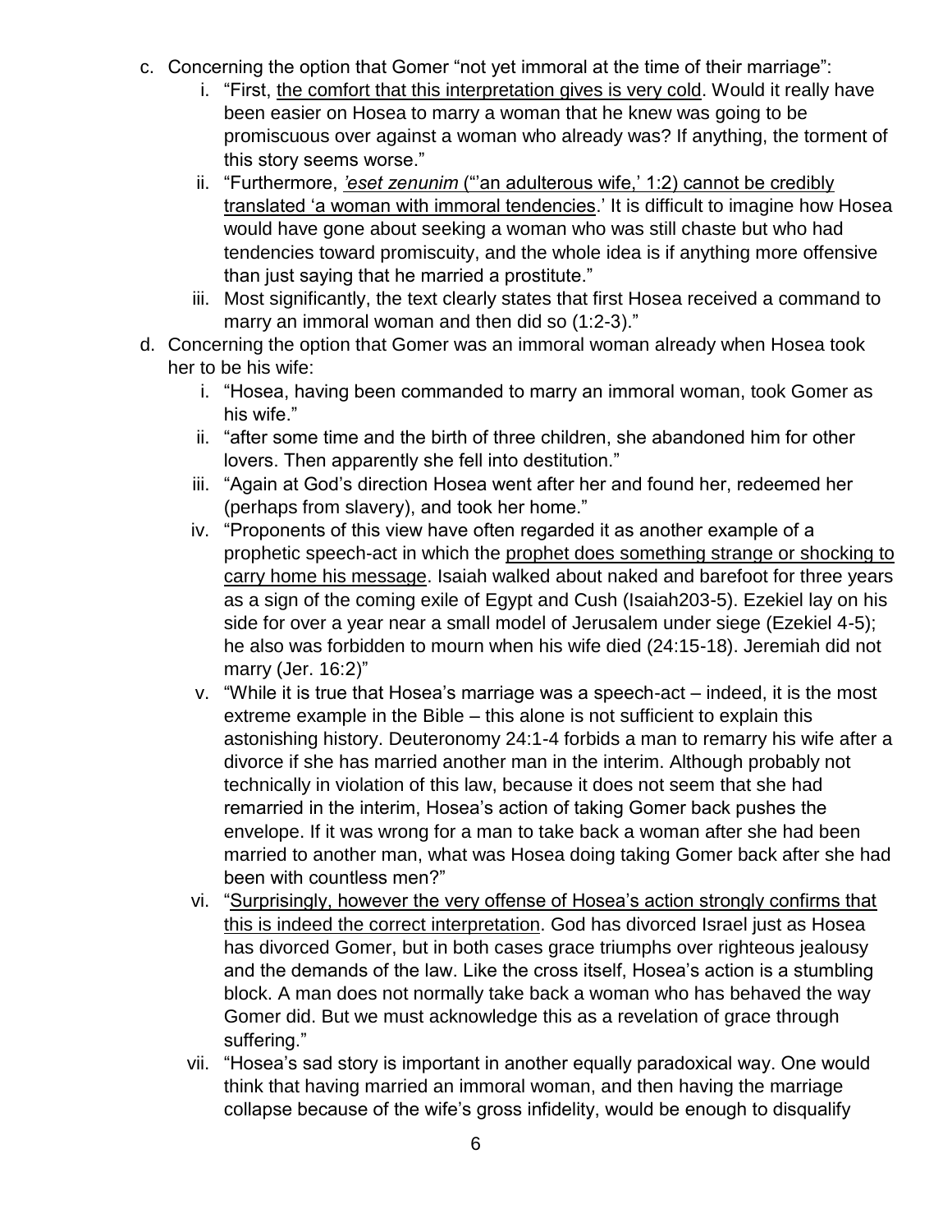c. Concerning the option that Gomer "not yet immoral at the time of their marriage":
   i. "First, <u>the comfort that this interpretation gives is very cold</u>. Would it really have been easier on Hosea to marry a woman that he knew was going to be promiscuous over against a woman who already was? If anything, the torment of this story seems worse."
   ii. "Furthermore, <u>*'eset zenunim* ("'an adulterous wife,' 1:2) cannot be credibly translated 'a woman with immoral tendencies</u>.' It is difficult to imagine how Hosea would have gone about seeking a woman who was still chaste but who had tendencies toward promiscuity, and the whole idea is if anything more offensive than just saying that he married a prostitute."
   iii. Most significantly, the text clearly states that first Hosea received a command to marry an immoral woman and then did so (1:2-3)."

d. Concerning the option that Gomer was an immoral woman already when Hosea took her to be his wife:
   i. "Hosea, having been commanded to marry an immoral woman, took Gomer as his wife."
   ii. "after some time and the birth of three children, she abandoned him for other lovers. Then apparently she fell into destitution."
   iii. "Again at God's direction Hosea went after her and found her, redeemed her (perhaps from slavery), and took her home."
   iv. "Proponents of this view have often regarded it as another example of a prophetic speech-act in which the <u>prophet does something strange or shocking to carry home his message</u>. Isaiah walked about naked and barefoot for three years as a sign of the coming exile of Egypt and Cush (Isaiah203-5). Ezekiel lay on his side for over a year near a small model of Jerusalem under siege (Ezekiel 4-5); he also was forbidden to mourn when his wife died (24:15-18). Jeremiah did not marry (Jer. 16:2)"
   v. "While it is true that Hosea's marriage was a speech-act – indeed, it is the most extreme example in the Bible – this alone is not sufficient to explain this astonishing history. Deuteronomy 24:1-4 forbids a man to remarry his wife after a divorce if she has married another man in the interim. Although probably not technically in violation of this law, because it does not seem that she had remarried in the interim, Hosea's action of taking Gomer back pushes the envelope. If it was wrong for a man to take back a woman after she had been married to another man, what was Hosea doing taking Gomer back after she had been with countless men?"
   vi. "<u>Surprisingly, however the very offense of Hosea's action strongly confirms that this is indeed the correct interpretation</u>. God has divorced Israel just as Hosea has divorced Gomer, but in both cases grace triumphs over righteous jealousy and the demands of the law. Like the cross itself, Hosea's action is a stumbling block. A man does not normally take back a woman who has behaved the way Gomer did. But we must acknowledge this as a revelation of grace through suffering."
   vii. "Hosea's sad story is important in another equally paradoxical way. One would think that having married an immoral woman, and then having the marriage collapse because of the wife's gross infidelity, would be enough to disqualify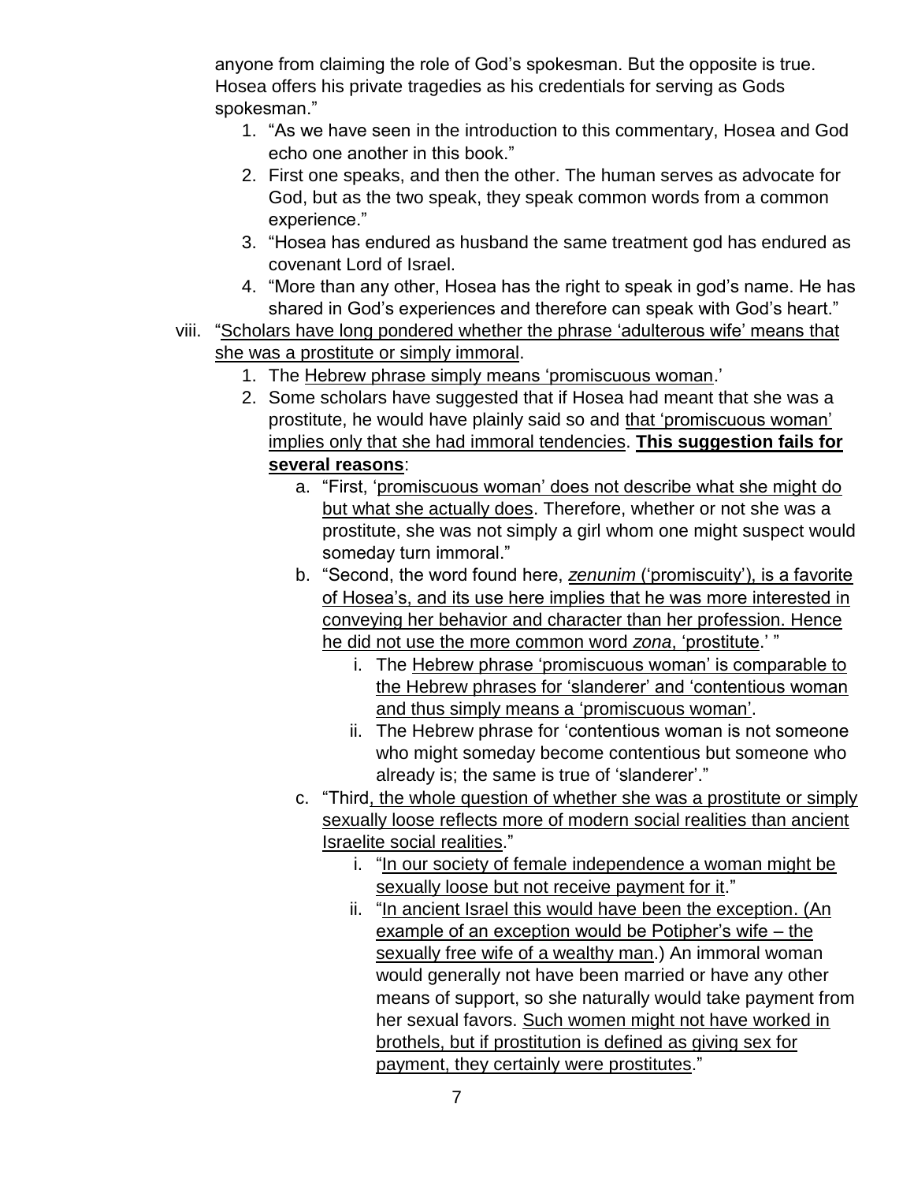anyone from claiming the role of God's spokesman. But the opposite is true. Hosea offers his private tragedies as his credentials for serving as Gods spokesman."

1. "As we have seen in the introduction to this commentary, Hosea and God echo one another in this book."
2. First one speaks, and then the other. The human serves as advocate for God, but as the two speak, they speak common words from a common experience."
3. "Hosea has endured as husband the same treatment god has endured as covenant Lord of Israel.
4. "More than any other, Hosea has the right to speak in god's name. He has shared in God's experiences and therefore can speak with God's heart."

viii. "<u>Scholars have long pondered whether the phrase 'adulterous wife' means that she was a prostitute or simply immoral</u>.

1. The <u>Hebrew phrase simply means 'promiscuous woman</u>.'
2. Some scholars have suggested that if Hosea had meant that she was a prostitute, he would have plainly said so and <u>that 'promiscuous woman' implies only that she had immoral tendencies</u>. **<u>This suggestion fails for several reasons</u>**:
   a. "First, '<u>promiscuous woman' does not describe what she might do but what she actually does</u>. Therefore, whether or not she was a prostitute, she was not simply a girl whom one might suspect would someday turn immoral."
   b. "Second, the word found here, <u>*zenunim* ('promiscuity'), is a favorite of Hosea's, and its use here implies that he was more interested in conveying her behavior and character than her profession. Hence he did not use the more common word *zona*, 'prostitute</u>.' "
      i. The <u>Hebrew phrase 'promiscuous woman' is comparable to the Hebrew phrases for 'slanderer' and 'contentious woman and thus simply means a 'promiscuous woman'</u>.
      ii. The Hebrew phrase for 'contentious woman is not someone who might someday become contentious but someone who already is; the same is true of 'slanderer'."
   c. "Third<u>, the whole question of whether she was a prostitute or simply sexually loose reflects more of modern social realities than ancient Israelite social realities</u>."
      i. "<u>In our society of female independence a woman might be sexually loose but not receive payment for it</u>."
      ii. "<u>In ancient Israel this would have been the exception. (An example of an exception would be Potipher's wife – the sexually free wife of a wealthy man</u>.) An immoral woman would generally not have been married or have any other means of support, so she naturally would take payment from her sexual favors. <u>Such women might not have worked in brothels, but if prostitution is defined as giving sex for payment, they certainly were prostitutes</u>."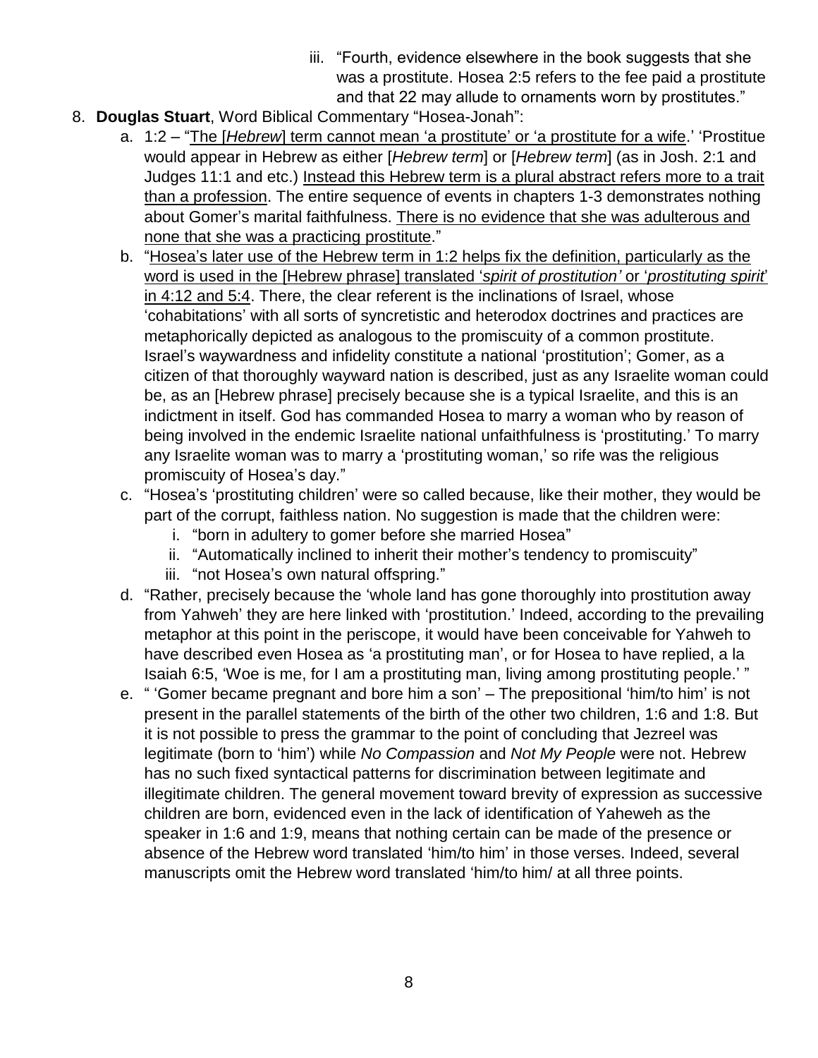iii. "Fourth, evidence elsewhere in the book suggests that she was a prostitute. Hosea 2:5 refers to the fee paid a prostitute and that 22 may allude to ornaments worn by prostitutes."

8. **Douglas Stuart**, Word Biblical Commentary "Hosea-Jonah":
   a. 1:2 – "<u>The [*Hebrew*] term cannot mean 'a prostitute' or 'a prostitute for a wife</u>.' 'Prostitue would appear in Hebrew as either [*Hebrew term*] or [*Hebrew term*] (as in Josh. 2:1 and Judges 11:1 and etc.) <u>Instead this Hebrew term is a plural abstract refers more to a trait than a profession</u>. The entire sequence of events in chapters 1-3 demonstrates nothing about Gomer's marital faithfulness. <u>There is no evidence that she was adulterous and none that she was a practicing prostitute</u>."
   b. "<u>Hosea's later use of the Hebrew term in 1:2 helps fix the definition, particularly as the word is used in the [Hebrew phrase] translated '*spirit of prostitution'* or '*prostituting spirit*' in 4:12 and 5:4</u>. There, the clear referent is the inclinations of Israel, whose 'cohabitations' with all sorts of syncretistic and heterodox doctrines and practices are metaphorically depicted as analogous to the promiscuity of a common prostitute. Israel's waywardness and infidelity constitute a national 'prostitution'; Gomer, as a citizen of that thoroughly wayward nation is described, just as any Israelite woman could be, as an [Hebrew phrase] precisely because she is a typical Israelite, and this is an indictment in itself. God has commanded Hosea to marry a woman who by reason of being involved in the endemic Israelite national unfaithfulness is 'prostituting.' To marry any Israelite woman was to marry a 'prostituting woman,' so rife was the religious promiscuity of Hosea's day."
   c. "Hosea's 'prostituting children' were so called because, like their mother, they would be part of the corrupt, faithless nation. No suggestion is made that the children were:
      i. "born in adultery to gomer before she married Hosea"
      ii. "Automatically inclined to inherit their mother's tendency to promiscuity"
      iii. "not Hosea's own natural offspring."
   d. "Rather, precisely because the 'whole land has gone thoroughly into prostitution away from Yahweh' they are here linked with 'prostitution.' Indeed, according to the prevailing metaphor at this point in the periscope, it would have been conceivable for Yahweh to have described even Hosea as 'a prostituting man', or for Hosea to have replied, a la Isaiah 6:5, 'Woe is me, for I am a prostituting man, living among prostituting people.' "
   e. " 'Gomer became pregnant and bore him a son' – The prepositional 'him/to him' is not present in the parallel statements of the birth of the other two children, 1:6 and 1:8. But it is not possible to press the grammar to the point of concluding that Jezreel was legitimate (born to 'him') while *No Compassion* and *Not My People* were not. Hebrew has no such fixed syntactical patterns for discrimination between legitimate and illegitimate children. The general movement toward brevity of expression as successive children are born, evidenced even in the lack of identification of Yaheweh as the speaker in 1:6 and 1:9, means that nothing certain can be made of the presence or absence of the Hebrew word translated 'him/to him' in those verses. Indeed, several manuscripts omit the Hebrew word translated 'him/to him/ at all three points.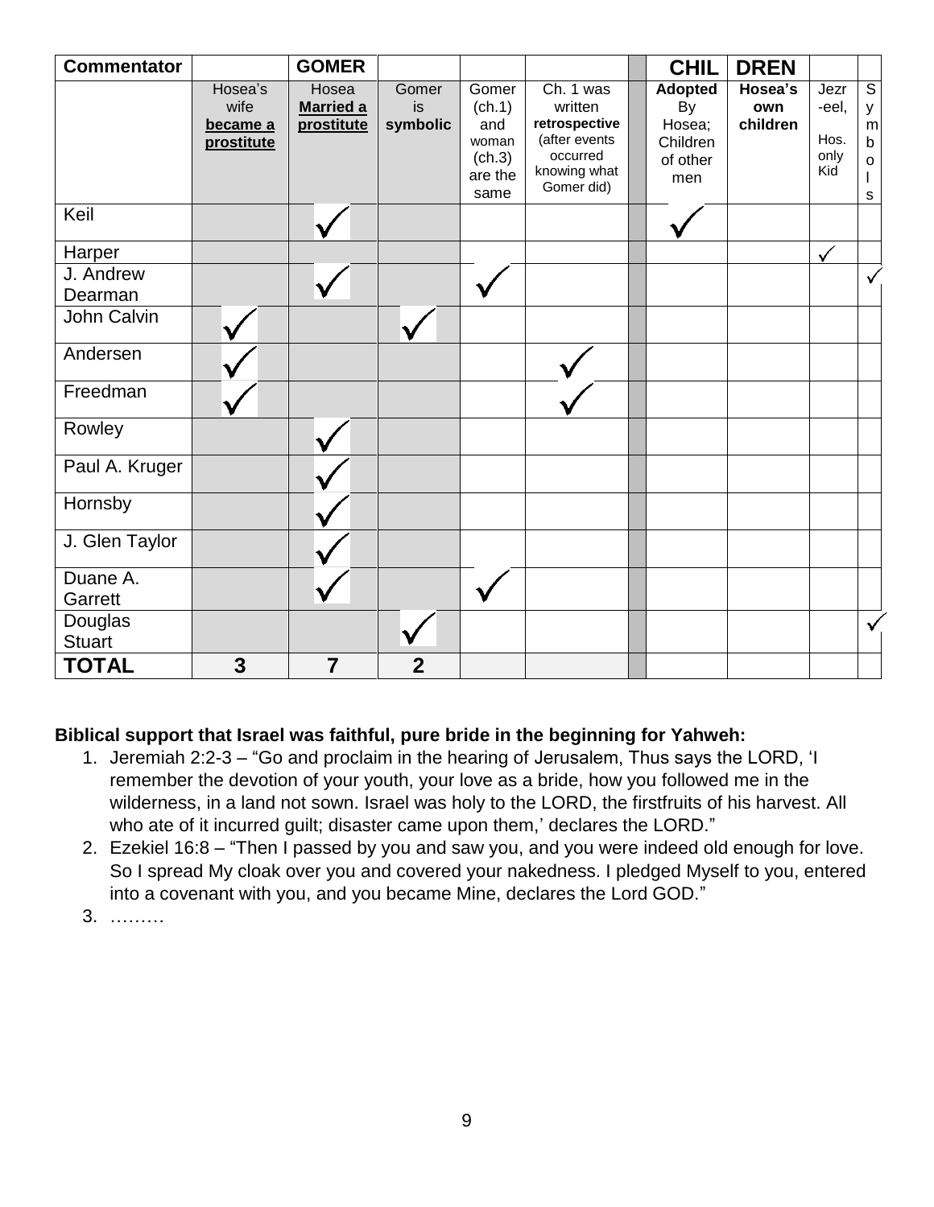| Commentator | | GOMER | | | | | CHIL | DREN | | |
|---|---|---|---|---|---|---|---|---|---|---|
| | Hosea's wife **became a prostitute** | Hosea **Married a prostitute** | Gomer is **symbolic** | Gomer (ch.1) and woman (ch.3) are the same | Ch. 1 was written **retrospective** (after events occurred knowing what Gomer did) | | **Adopted** By Hosea; Children of other men | **Hosea's own children** | Jezr-eel, Hos. only Kid | Symbols |
| Keil | | ✓ | | | | | ✓ | | | |
| Harper | | | | | | | | | ✓ | |
| J. Andrew Dearman | | ✓ | | ✓ | | | | | | ✓ |
| John Calvin | ✓ | | ✓ | | | | | | | |
| Andersen | ✓ | | | | ✓ | | | | | |
| Freedman | ✓ | | | | ✓ | | | | | |
| Rowley | | ✓ | | | | | | | | |
| Paul A. Kruger | | ✓ | | | | | | | | |
| Hornsby | | ✓ | | | | | | | | |
| J. Glen Taylor | | ✓ | | | | | | | | |
| Duane A. Garrett | | ✓ | | ✓ | | | | | | |
| Douglas Stuart | | | ✓ | | | | | | | ✓ |
| **TOTAL** | **3** | **7** | **2** | | | | | | | |

**Biblical support that Israel was faithful, pure bride in the beginning for Yahweh:**

1. Jeremiah 2:2-3 – "Go and proclaim in the hearing of Jerusalem, Thus says the LORD, 'I remember the devotion of your youth, your love as a bride, how you followed me in the wilderness, in a land not sown. Israel was holy to the LORD, the firstfruits of his harvest. All who ate of it incurred guilt; disaster came upon them,' declares the LORD."
2. Ezekiel 16:8 – "Then I passed by you and saw you, and you were indeed old enough for love. So I spread My cloak over you and covered your nakedness. I pledged Myself to you, entered into a covenant with you, and you became Mine, declares the Lord GOD."
3. ………